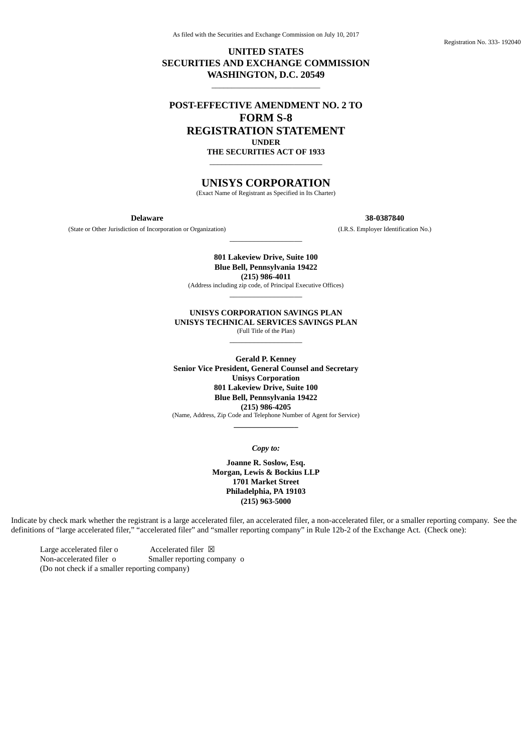As filed with the Securities and Exchange Commission on July 10, 2017

Registration No. 333- 192040

**UNITED STATES**
**SECURITIES AND EXCHANGE COMMISSION**
**WASHINGTON, D.C. 20549**

---

**POST-EFFECTIVE AMENDMENT NO. 2 TO**

# FORM S-8

## REGISTRATION STATEMENT

**UNDER**
**THE SECURITIES ACT OF 1933**

---

# UNISYS CORPORATION

(Exact Name of Registrant as Specified in Its Charter)

| **Delaware** | **38-0387840** |
|---|---|
| (State or Other Jurisdiction of Incorporation or Organization) | (I.R.S. Employer Identification No.) |

---

**801 Lakeview Drive, Suite 100**
**Blue Bell, Pennsylvania 19422**
**(215) 986-4011**
(Address including zip code, of Principal Executive Offices)

---

**UNISYS CORPORATION SAVINGS PLAN**
**UNISYS TECHNICAL SERVICES SAVINGS PLAN**
(Full Title of the Plan)

---

**Gerald P. Kenney**
**Senior Vice President, General Counsel and Secretary**
**Unisys Corporation**
**801 Lakeview Drive, Suite 100**
**Blue Bell, Pennsylvania 19422**
**(215) 986-4205**
(Name, Address, Zip Code and Telephone Number of Agent for Service)

---

***Copy to:***

**Joanne R. Soslow, Esq.**
**Morgan, Lewis & Bockius LLP**
**1701 Market Street**
**Philadelphia, PA 19103**
**(215) 963-5000**

Indicate by check mark whether the registrant is a large accelerated filer, an accelerated filer, a non-accelerated filer, or a smaller reporting company. See the definitions of "large accelerated filer," "accelerated filer" and "smaller reporting company" in Rule 12b-2 of the Exchange Act. (Check one):

Large accelerated filer o Accelerated filer ☒
Non-accelerated filer o Smaller reporting company o
(Do not check if a smaller reporting company)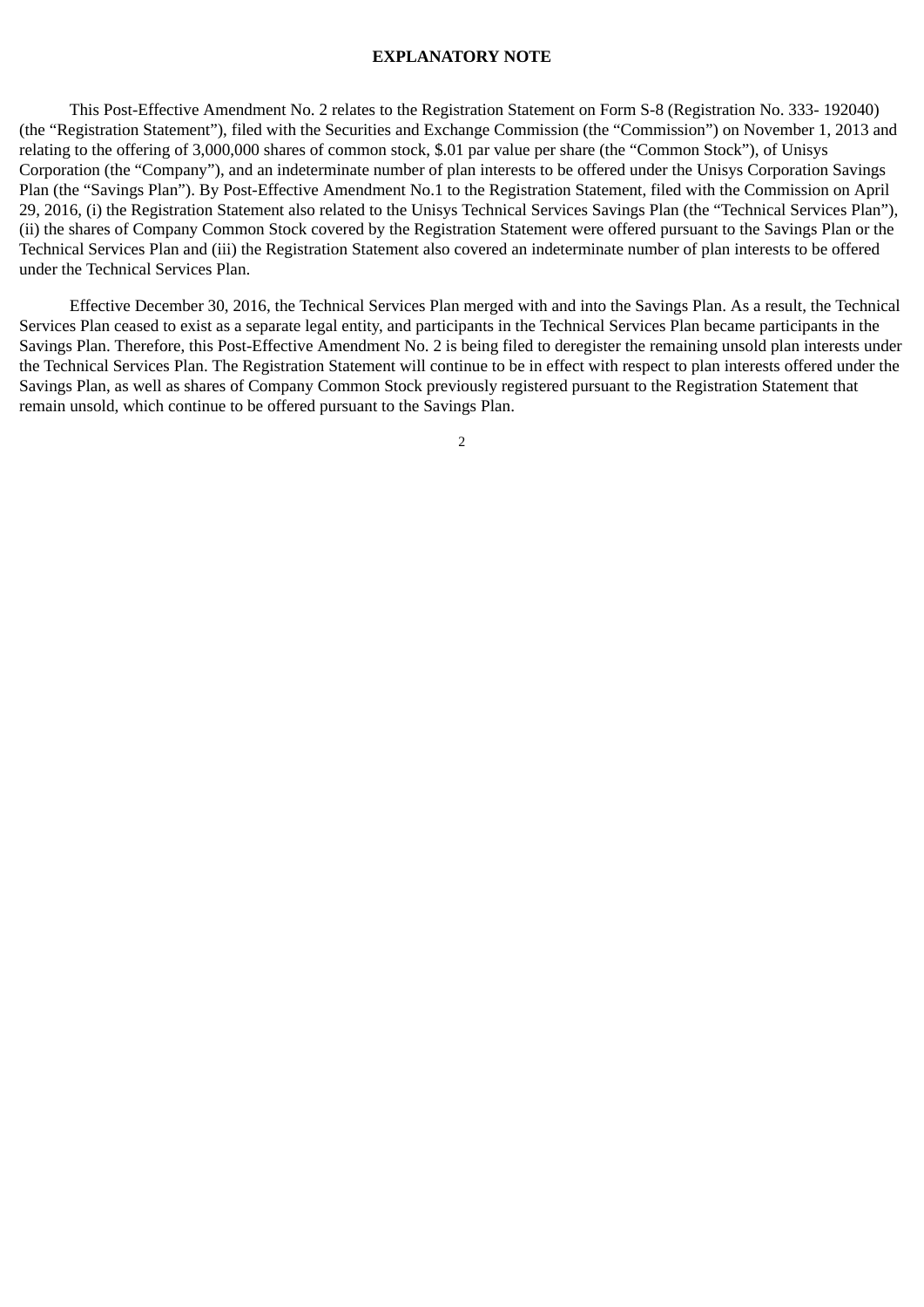**EXPLANATORY NOTE**

This Post-Effective Amendment No. 2 relates to the Registration Statement on Form S-8 (Registration No. 333- 192040) (the "Registration Statement"), filed with the Securities and Exchange Commission (the "Commission") on November 1, 2013 and relating to the offering of 3,000,000 shares of common stock, $.01 par value per share (the "Common Stock"), of Unisys Corporation (the "Company"), and an indeterminate number of plan interests to be offered under the Unisys Corporation Savings Plan (the "Savings Plan"). By Post-Effective Amendment No.1 to the Registration Statement, filed with the Commission on April 29, 2016, (i) the Registration Statement also related to the Unisys Technical Services Savings Plan (the "Technical Services Plan"), (ii) the shares of Company Common Stock covered by the Registration Statement were offered pursuant to the Savings Plan or the Technical Services Plan and (iii) the Registration Statement also covered an indeterminate number of plan interests to be offered under the Technical Services Plan.

Effective December 30, 2016, the Technical Services Plan merged with and into the Savings Plan. As a result, the Technical Services Plan ceased to exist as a separate legal entity, and participants in the Technical Services Plan became participants in the Savings Plan. Therefore, this Post-Effective Amendment No. 2 is being filed to deregister the remaining unsold plan interests under the Technical Services Plan. The Registration Statement will continue to be in effect with respect to plan interests offered under the Savings Plan, as well as shares of Company Common Stock previously registered pursuant to the Registration Statement that remain unsold, which continue to be offered pursuant to the Savings Plan.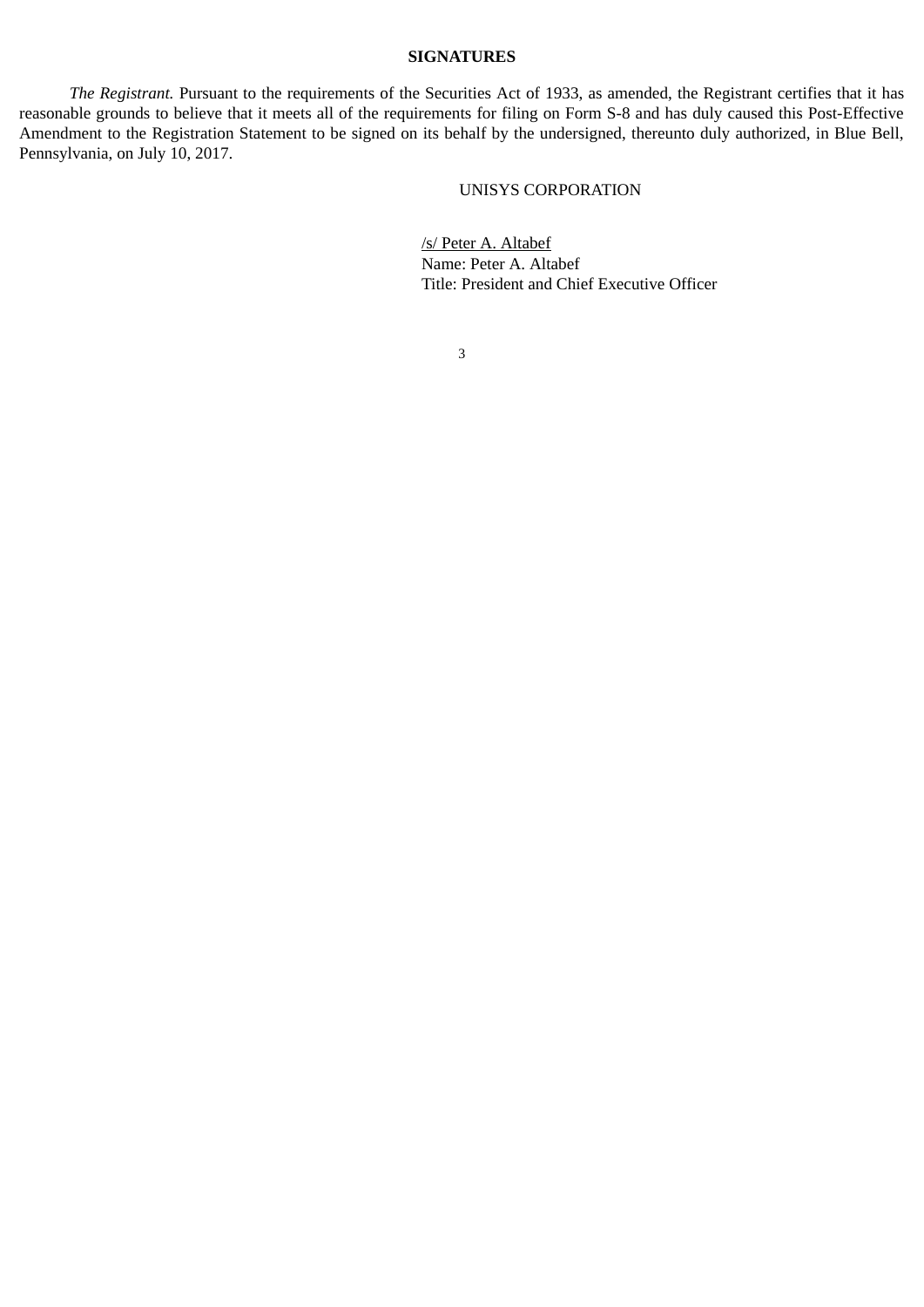## SIGNATURES

*The Registrant.* Pursuant to the requirements of the Securities Act of 1933, as amended, the Registrant certifies that it has reasonable grounds to believe that it meets all of the requirements for filing on Form S-8 and has duly caused this Post-Effective Amendment to the Registration Statement to be signed on its behalf by the undersigned, thereunto duly authorized, in Blue Bell, Pennsylvania, on July 10, 2017.

UNISYS CORPORATION

/s/ Peter A. Altabef
Name: Peter A. Altabef
Title: President and Chief Executive Officer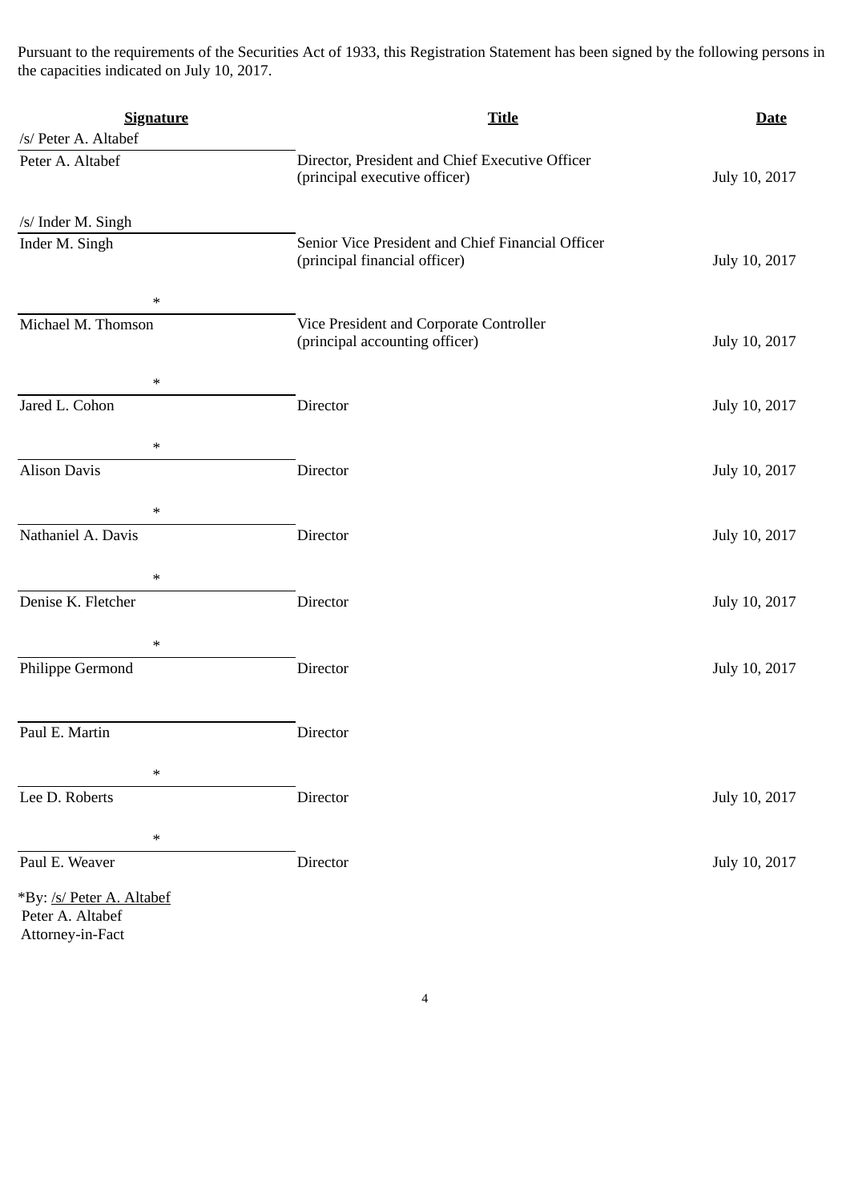Pursuant to the requirements of the Securities Act of 1933, this Registration Statement has been signed by the following persons in the capacities indicated on July 10, 2017.

| Signature | Title | Date |
| --- | --- | --- |
| /s/ Peter A. Altabef<br>Peter A. Altabef | Director, President and Chief Executive Officer (principal executive officer) | July 10, 2017 |
| /s/ Inder M. Singh<br>Inder M. Singh | Senior Vice President and Chief Financial Officer (principal financial officer) | July 10, 2017 |
| *<br>Michael M. Thomson | Vice President and Corporate Controller (principal accounting officer) | July 10, 2017 |
| *<br>Jared L. Cohon | Director | July 10, 2017 |
| *<br>Alison Davis | Director | July 10, 2017 |
| *<br>Nathaniel A. Davis | Director | July 10, 2017 |
| *<br>Denise K. Fletcher | Director | July 10, 2017 |
| *<br>Philippe Germond | Director | July 10, 2017 |
| Paul E. Martin | Director | |
| *<br>Lee D. Roberts | Director | July 10, 2017 |
| *<br>Paul E. Weaver | Director | July 10, 2017 |

*By: /s/ Peter A. Altabef
Peter A. Altabef
Attorney-in-Fact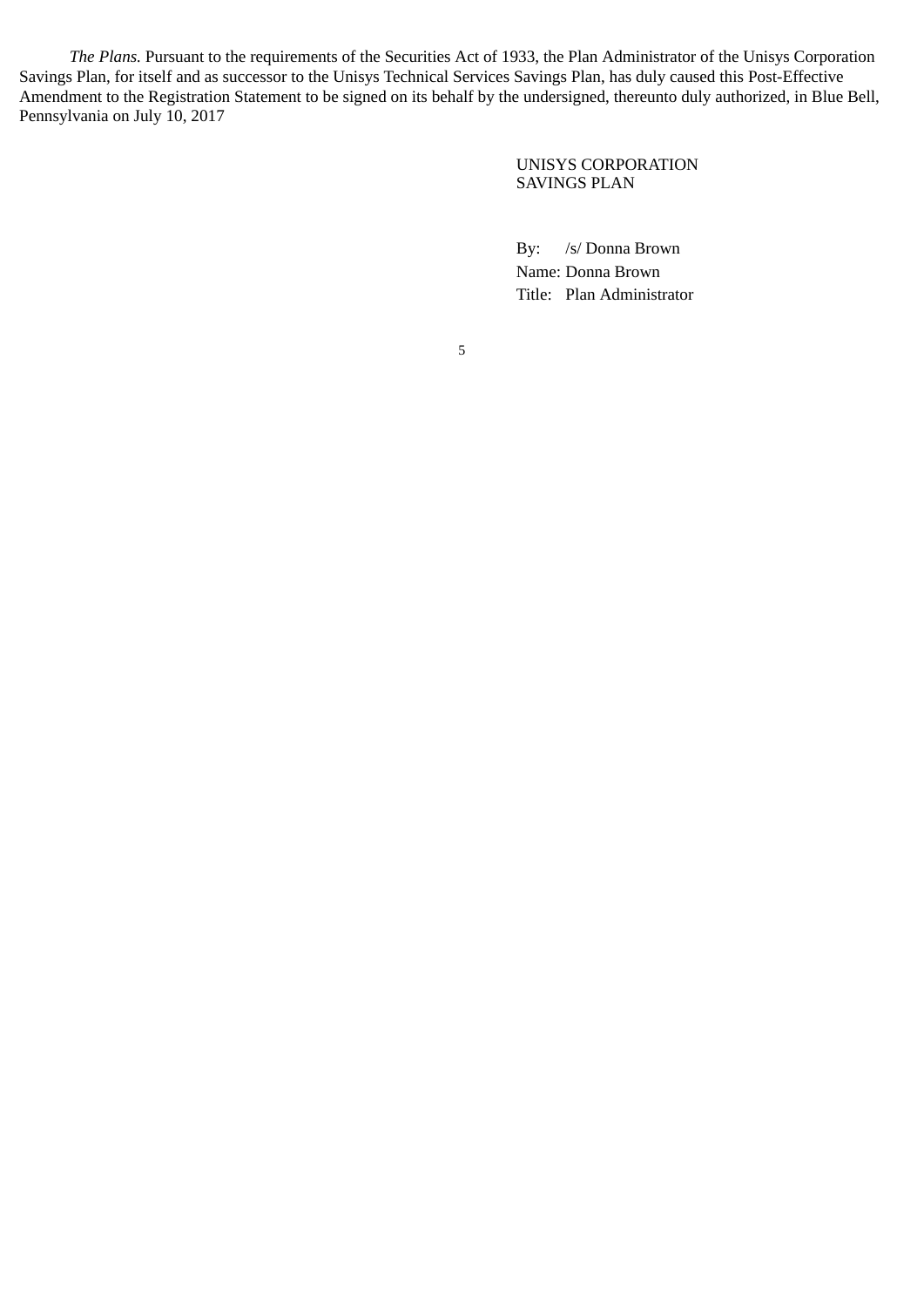*The Plans.* Pursuant to the requirements of the Securities Act of 1933, the Plan Administrator of the Unisys Corporation Savings Plan, for itself and as successor to the Unisys Technical Services Savings Plan, has duly caused this Post-Effective Amendment to the Registration Statement to be signed on its behalf by the undersigned, thereunto duly authorized, in Blue Bell, Pennsylvania on July 10, 2017

UNISYS CORPORATION
SAVINGS PLAN

By: /s/ Donna Brown
Name: Donna Brown
Title: Plan Administrator